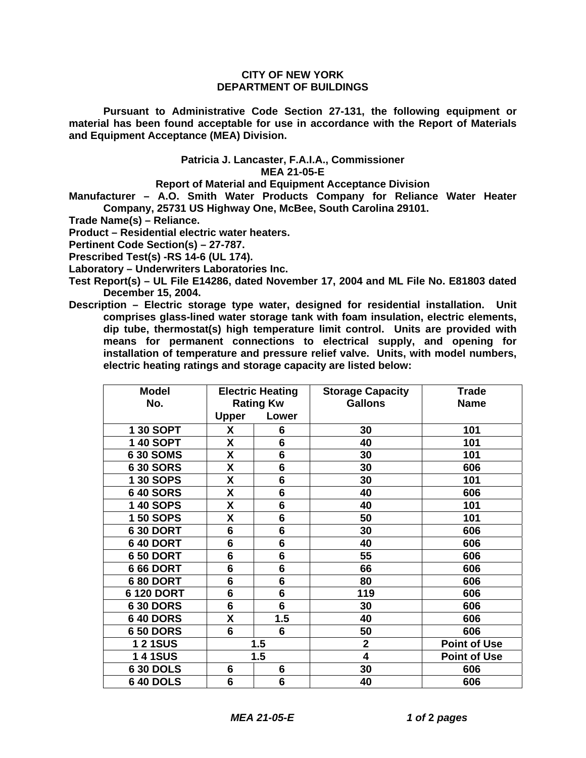**CITY OF NEW YORK**
**DEPARTMENT OF BUILDINGS**

**Pursuant to Administrative Code Section 27-131, the following equipment or material has been found acceptable for use in accordance with the Report of Materials and Equipment Acceptance (MEA) Division.**

**Patricia J. Lancaster, F.A.I.A., Commissioner**
**MEA 21-05-E**
**Report of Material and Equipment Acceptance Division**

**Manufacturer – A.O. Smith Water Products Company for Reliance Water Heater Company, 25731 US Highway One, McBee, South Carolina 29101.**

**Trade Name(s) – Reliance.**

**Product – Residential electric water heaters.**

**Pertinent Code Section(s) – 27-787.**

**Prescribed Test(s) -RS 14-6 (UL 174).**

**Laboratory – Underwriters Laboratories Inc.**

**Test Report(s) – UL File E14286, dated November 17, 2004 and ML File No. E81803 dated December 15, 2004.**

**Description – Electric storage type water, designed for residential installation. Unit comprises glass-lined water storage tank with foam insulation, electric elements, dip tube, thermostat(s) high temperature limit control. Units are provided with means for permanent connections to electrical supply, and opening for installation of temperature and pressure relief valve. Units, with model numbers, electric heating ratings and storage capacity are listed below:**

| Model No. | Electric Heating Rating Kw | | Storage Capacity Gallons | Trade Name |
|---|---|---|---|---|
| | Upper | Lower | | |
| 1 30 SOPT | X | 6 | 30 | 101 |
| 1 40 SOPT | X | 6 | 40 | 101 |
| 6 30 SOMS | X | 6 | 30 | 101 |
| 6 30 SORS | X | 6 | 30 | 606 |
| 1 30 SOPS | X | 6 | 30 | 101 |
| 6 40 SORS | X | 6 | 40 | 606 |
| 1 40 SOPS | X | 6 | 40 | 101 |
| 1 50 SOPS | X | 6 | 50 | 101 |
| 6 30 DORT | 6 | 6 | 30 | 606 |
| 6 40 DORT | 6 | 6 | 40 | 606 |
| 6 50 DORT | 6 | 6 | 55 | 606 |
| 6 66 DORT | 6 | 6 | 66 | 606 |
| 6 80 DORT | 6 | 6 | 80 | 606 |
| 6 120 DORT | 6 | 6 | 119 | 606 |
| 6 30 DORS | 6 | 6 | 30 | 606 |
| 6 40 DORS | X | 1.5 | 40 | 606 |
| 6 50 DORS | 6 | 6 | 50 | 606 |
| 1 2 1SUS | 1.5 | | 2 | Point of Use |
| 1 4 1SUS | 1.5 | | 4 | Point of Use |
| 6 30 DOLS | 6 | 6 | 30 | 606 |
| 6 40 DOLS | 6 | 6 | 40 | 606 |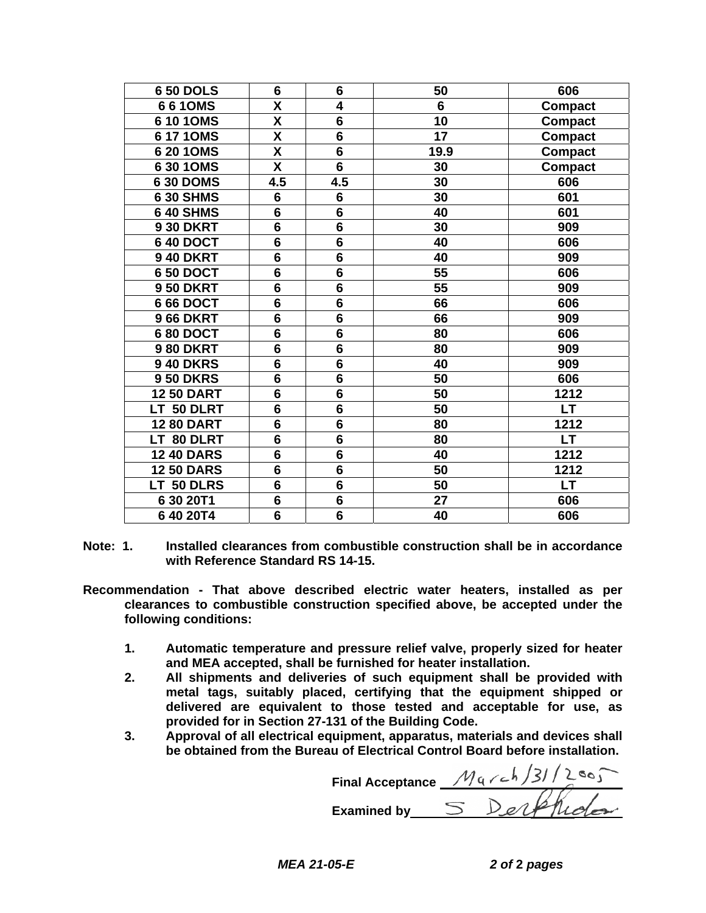| | | | | |
|---|---|---|---|---|
| 6 50 DOLS | 6 | 6 | 50 | 606 |
| 6 6 1OMS | X | 4 | 6 | Compact |
| 6 10 1OMS | X | 6 | 10 | Compact |
| 6 17 1OMS | X | 6 | 17 | Compact |
| 6 20 1OMS | X | 6 | 19.9 | Compact |
| 6 30 1OMS | X | 6 | 30 | Compact |
| 6 30 DOMS | 4.5 | 4.5 | 30 | 606 |
| 6 30 SHMS | 6 | 6 | 30 | 601 |
| 6 40 SHMS | 6 | 6 | 40 | 601 |
| 9 30 DKRT | 6 | 6 | 30 | 909 |
| 6 40 DOCT | 6 | 6 | 40 | 606 |
| 9 40 DKRT | 6 | 6 | 40 | 909 |
| 6 50 DOCT | 6 | 6 | 55 | 606 |
| 9 50 DKRT | 6 | 6 | 55 | 909 |
| 6 66 DOCT | 6 | 6 | 66 | 606 |
| 9 66 DKRT | 6 | 6 | 66 | 909 |
| 6 80 DOCT | 6 | 6 | 80 | 606 |
| 9 80 DKRT | 6 | 6 | 80 | 909 |
| 9 40 DKRS | 6 | 6 | 40 | 909 |
| 9 50 DKRS | 6 | 6 | 50 | 606 |
| 12 50 DART | 6 | 6 | 50 | 1212 |
| LT 50 DLRT | 6 | 6 | 50 | LT |
| 12 80 DART | 6 | 6 | 80 | 1212 |
| LT 80 DLRT | 6 | 6 | 80 | LT |
| 12 40 DARS | 6 | 6 | 40 | 1212 |
| 12 50 DARS | 6 | 6 | 50 | 1212 |
| LT 50 DLRS | 6 | 6 | 50 | LT |
| 6 30 20T1 | 6 | 6 | 27 | 606 |
| 6 40 20T4 | 6 | 6 | 40 | 606 |

**Note: 1. Installed clearances from combustible construction shall be in accordance with Reference Standard RS 14-15.**

**Recommendation - That above described electric water heaters, installed as per clearances to combustible construction specified above, be accepted under the following conditions:**

1. **Automatic temperature and pressure relief valve, properly sized for heater and MEA accepted, shall be furnished for heater installation.**
2. **All shipments and deliveries of such equipment shall be provided with metal tags, suitably placed, certifying that the equipment shipped or delivered are equivalent to those tested and acceptable for use, as provided for in Section 27-131 of the Building Code.**
3. **Approval of all electrical equipment, apparatus, materials and devices shall be obtained from the Bureau of Electrical Control Board before installation.**

**Final Acceptance** March/31/2005

**Examined by** S Derfhides

***MEA 21-05-E***